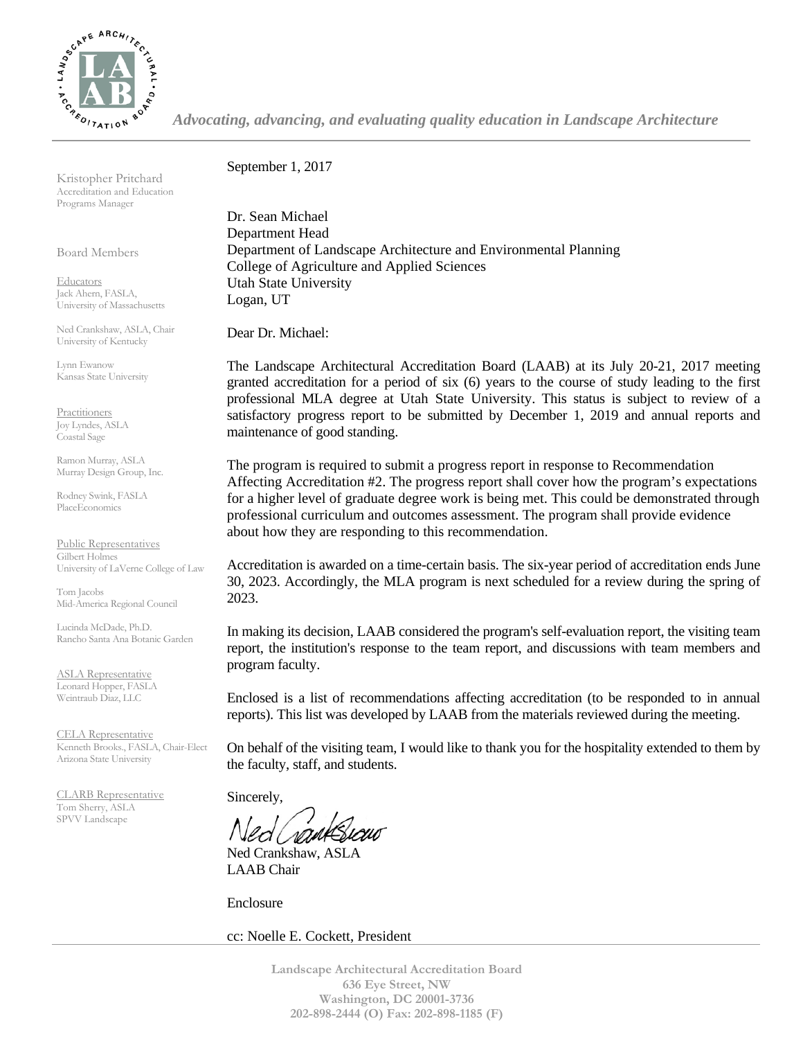*Advocating, advancing, and evaluating quality education in Landscape Architecture*

Kristopher Pritchard
Accreditation and Education Programs Manager

Board Members

Educators
Jack Ahern, FASLA, University of Massachusetts

Ned Crankshaw, ASLA, Chair
University of Kentucky

Lynn Ewanow
Kansas State University

Practitioners
Joy Lyndes, ASLA
Coastal Sage

Ramon Murray, ASLA
Murray Design Group, Inc.

Rodney Swink, FASLA
PlaceEconomics

Public Representatives
Gilbert Holmes
University of LaVerne College of Law

Tom Jacobs
Mid-America Regional Council

Lucinda McDade, Ph.D.
Rancho Santa Ana Botanic Garden

ASLA Representative
Leonard Hopper, FASLA
Weintraub Diaz, LLC

CELA Representative
Kenneth Brooks., FASLA, Chair-Elect
Arizona State University

CLARB Representative
Tom Sherry, ASLA
SPVV Landscape

September 1, 2017

Dr. Sean Michael
Department Head
Department of Landscape Architecture and Environmental Planning
College of Agriculture and Applied Sciences
Utah State University
Logan, UT

Dear Dr. Michael:

The Landscape Architectural Accreditation Board (LAAB) at its July 20-21, 2017 meeting granted accreditation for a period of six (6) years to the course of study leading to the first professional MLA degree at Utah State University. This status is subject to review of a satisfactory progress report to be submitted by December 1, 2019 and annual reports and maintenance of good standing.

The program is required to submit a progress report in response to Recommendation Affecting Accreditation #2. The progress report shall cover how the program's expectations for a higher level of graduate degree work is being met. This could be demonstrated through professional curriculum and outcomes assessment. The program shall provide evidence about how they are responding to this recommendation.

Accreditation is awarded on a time-certain basis. The six-year period of accreditation ends June 30, 2023. Accordingly, the MLA program is next scheduled for a review during the spring of 2023.

In making its decision, LAAB considered the program's self-evaluation report, the visiting team report, the institution's response to the team report, and discussions with team members and program faculty.

Enclosed is a list of recommendations affecting accreditation (to be responded to in annual reports). This list was developed by LAAB from the materials reviewed during the meeting.

On behalf of the visiting team, I would like to thank you for the hospitality extended to them by the faculty, staff, and students.

Sincerely,

Ned Crankshaw, ASLA
LAAB Chair

Enclosure

cc: Noelle E. Cockett, President

Landscape Architectural Accreditation Board
636 Eye Street, NW
Washington, DC 20001-3736
202-898-2444 (O) Fax: 202-898-1185 (F)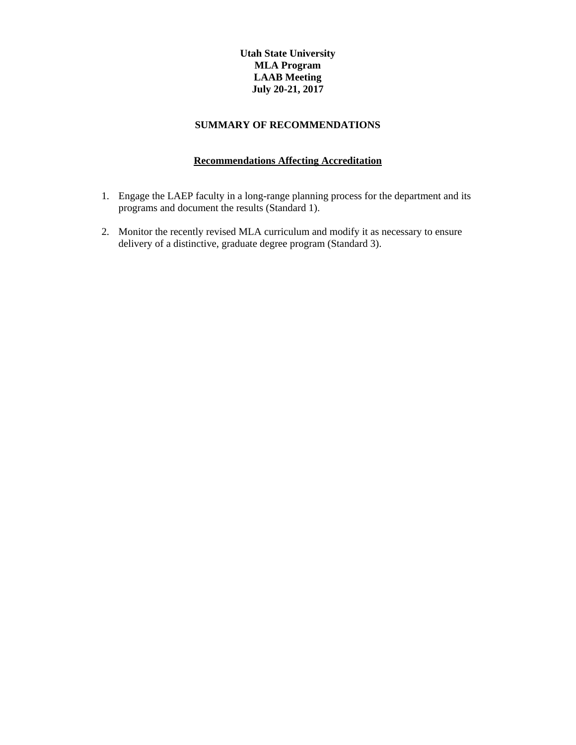**Utah State University**
**MLA Program**
**LAAB Meeting**
**July 20-21, 2017**

**SUMMARY OF RECOMMENDATIONS**

**Recommendations Affecting Accreditation**

1. Engage the LAEP faculty in a long-range planning process for the department and its programs and document the results (Standard 1).

2. Monitor the recently revised MLA curriculum and modify it as necessary to ensure delivery of a distinctive, graduate degree program (Standard 3).